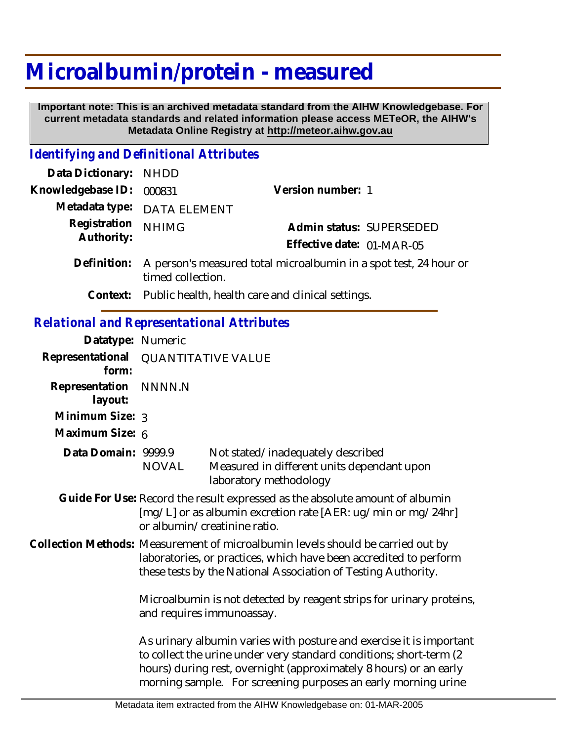# Microalbumin/protein - measured

**Important note: This is an archived metadata standard from the AIHW Knowledgebase. For current metadata standards and related information please access METeOR, the AIHW's Metadata Online Registry at http://meteor.aihw.gov.au**

## *Identifying and Definitional Attributes*

**Data Dictionary:** NHDD

**Knowledgebase ID:** 000831 **Version number:** 1

**Metadata type:** DATA ELEMENT

**Registration Authority:** NHIMG

**Admin status:** SUPERSEDED

**Effective date:** 01-MAR-05

**Definition:** A person's measured total microalbumin in a spot test, 24 hour or timed collection.

**Context:** Public health, health care and clinical settings.

## *Relational and Representational Attributes*

**Datatype:** Numeric

**Representational form:** QUANTITATIVE VALUE

**Representation layout:** NNNN.N

**Minimum Size:** 3

**Maximum Size:** 6

**Data Domain:**

| | |
|---|---|
| 9999.9 | Not stated/inadequately described |
| NOVAL | Measured in different units dependant upon laboratory methodology |

**Guide For Use:** Record the result expressed as the absolute amount of albumin [mg/L] or as albumin excretion rate [AER: ug/min or mg/24hr] or albumin/creatinine ratio.

**Collection Methods:** Measurement of microalbumin levels should be carried out by laboratories, or practices, which have been accredited to perform these tests by the National Association of Testing Authority.

Microalbumin is not detected by reagent strips for urinary proteins, and requires immunoassay.

As urinary albumin varies with posture and exercise it is important to collect the urine under very standard conditions; short-term (2 hours) during rest, overnight (approximately 8 hours) or an early morning sample. For screening purposes an early morning urine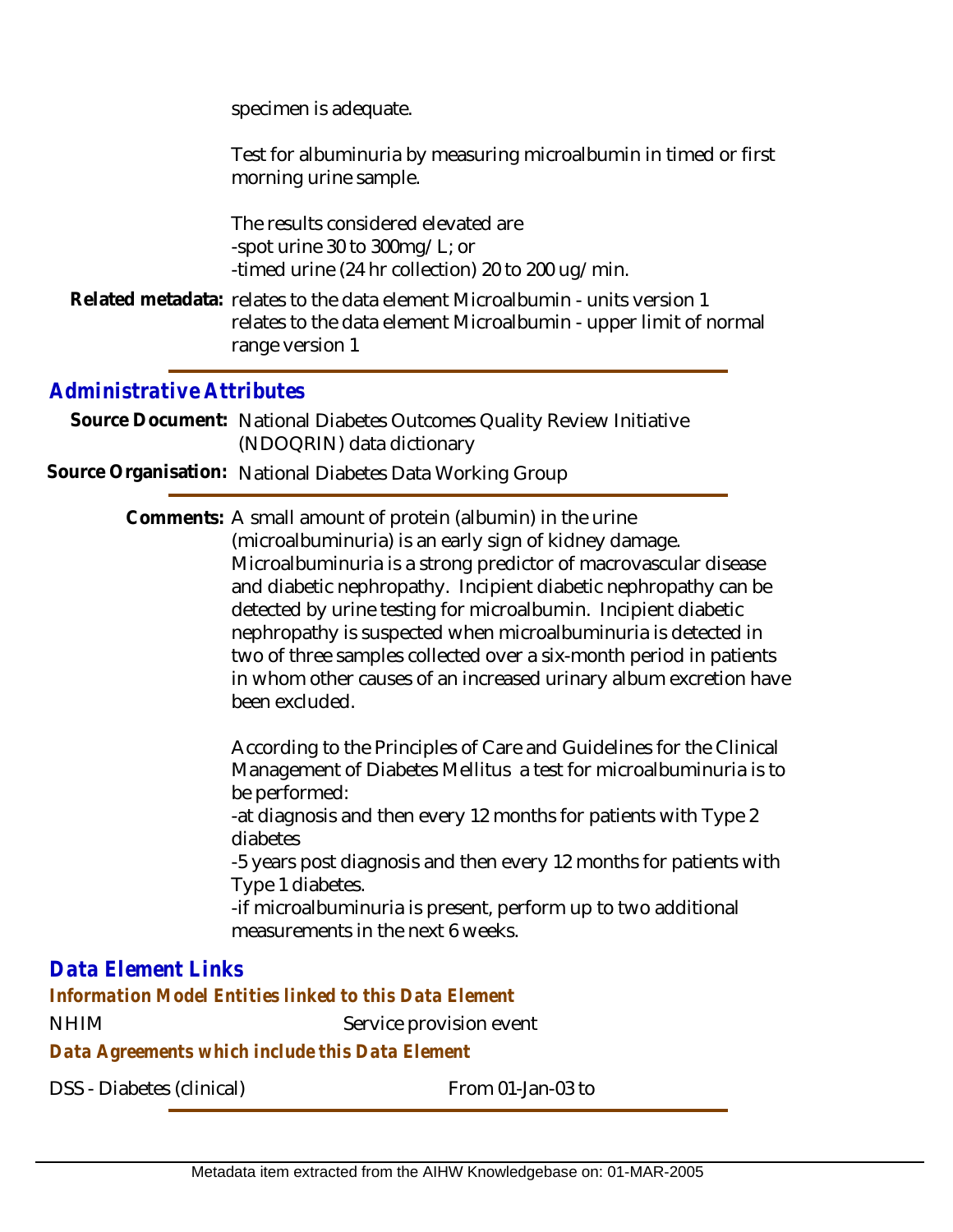specimen is adequate.

Test for albuminuria by measuring microalbumin in timed or first morning urine sample.

The results considered elevated are
-spot urine 30 to 300mg/L; or
-timed urine (24 hr collection) 20 to 200 ug/min.

**Related metadata:** relates to the data element Microalbumin - units version 1
relates to the data element Microalbumin - upper limit of normal range version 1

## Administrative Attributes

**Source Document:** National Diabetes Outcomes Quality Review Initiative (NDOQRIN) data dictionary

**Source Organisation:** National Diabetes Data Working Group

**Comments:** A small amount of protein (albumin) in the urine (microalbuminuria) is an early sign of kidney damage. Microalbuminuria is a strong predictor of macrovascular disease and diabetic nephropathy. Incipient diabetic nephropathy can be detected by urine testing for microalbumin. Incipient diabetic nephropathy is suspected when microalbuminuria is detected in two of three samples collected over a six-month period in patients in whom other causes of an increased urinary album excretion have been excluded.

According to the Principles of Care and Guidelines for the Clinical Management of Diabetes Mellitus a test for microalbuminuria is to be performed:
-at diagnosis and then every 12 months for patients with Type 2 diabetes
-5 years post diagnosis and then every 12 months for patients with Type 1 diabetes.
-if microalbuminuria is present, perform up to two additional measurements in the next 6 weeks.

## Data Element Links

### Information Model Entities linked to this Data Element

NHIM Service provision event

### Data Agreements which include this Data Element

DSS - Diabetes (clinical) From 01-Jan-03 to